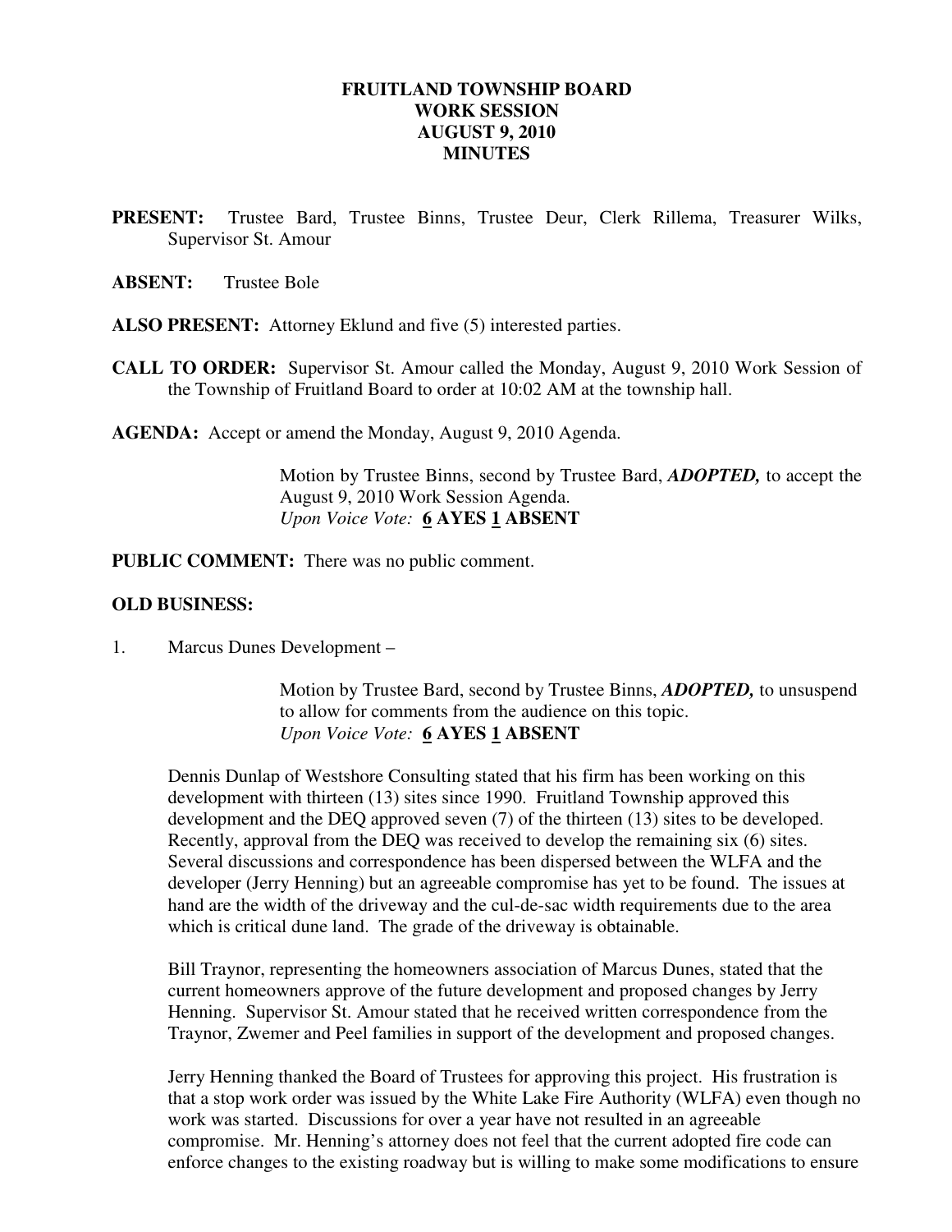# FRUITLAND TOWNSHIP BOARD
# WORK SESSION
# AUGUST 9, 2010
# MINUTES

**PRESENT:** Trustee Bard, Trustee Binns, Trustee Deur, Clerk Rillema, Treasurer Wilks, Supervisor St. Amour

**ABSENT:** Trustee Bole

**ALSO PRESENT:** Attorney Eklund and five (5) interested parties.

**CALL TO ORDER:** Supervisor St. Amour called the Monday, August 9, 2010 Work Session of the Township of Fruitland Board to order at 10:02 AM at the township hall.

**AGENDA:** Accept or amend the Monday, August 9, 2010 Agenda.

> Motion by Trustee Binns, second by Trustee Bard, ***ADOPTED,*** to accept the August 9, 2010 Work Session Agenda.
> *Upon Voice Vote:* **6 AYES 1 ABSENT**

**PUBLIC COMMENT:** There was no public comment.

**OLD BUSINESS:**

1. Marcus Dunes Development –

> Motion by Trustee Bard, second by Trustee Binns, ***ADOPTED,*** to unsuspend to allow for comments from the audience on this topic.
> *Upon Voice Vote:* **6 AYES 1 ABSENT**

Dennis Dunlap of Westshore Consulting stated that his firm has been working on this development with thirteen (13) sites since 1990. Fruitland Township approved this development and the DEQ approved seven (7) of the thirteen (13) sites to be developed. Recently, approval from the DEQ was received to develop the remaining six (6) sites. Several discussions and correspondence has been dispersed between the WLFA and the developer (Jerry Henning) but an agreeable compromise has yet to be found. The issues at hand are the width of the driveway and the cul-de-sac width requirements due to the area which is critical dune land. The grade of the driveway is obtainable.

Bill Traynor, representing the homeowners association of Marcus Dunes, stated that the current homeowners approve of the future development and proposed changes by Jerry Henning. Supervisor St. Amour stated that he received written correspondence from the Traynor, Zwemer and Peel families in support of the development and proposed changes.

Jerry Henning thanked the Board of Trustees for approving this project. His frustration is that a stop work order was issued by the White Lake Fire Authority (WLFA) even though no work was started. Discussions for over a year have not resulted in an agreeable compromise. Mr. Henning's attorney does not feel that the current adopted fire code can enforce changes to the existing roadway but is willing to make some modifications to ensure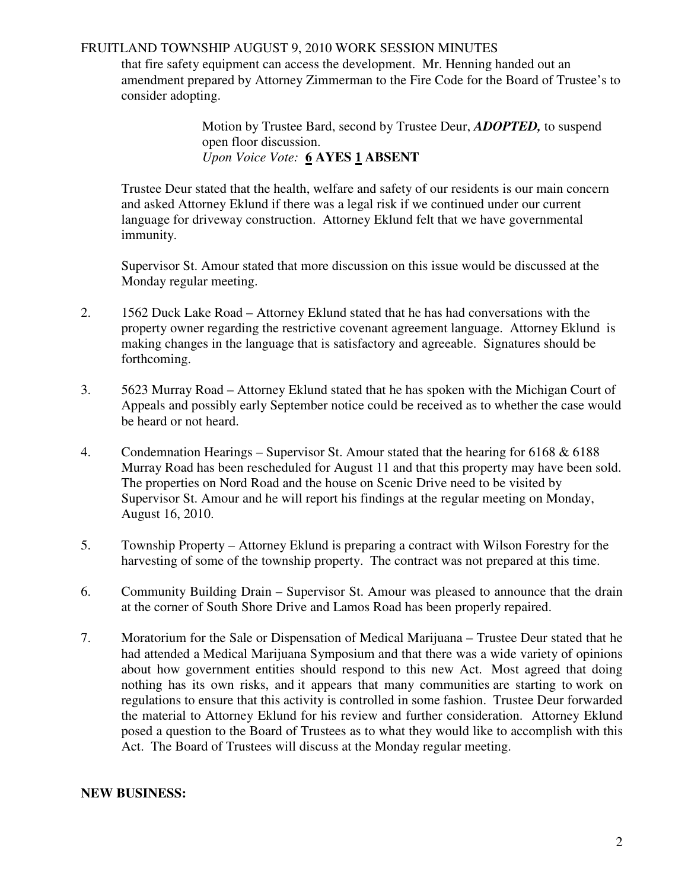that fire safety equipment can access the development. Mr. Henning handed out an amendment prepared by Attorney Zimmerman to the Fire Code for the Board of Trustee's to consider adopting.

> Motion by Trustee Bard, second by Trustee Deur, ***ADOPTED,*** to suspend open floor discussion.
> *Upon Voice Vote:* **6 AYES 1 ABSENT**

Trustee Deur stated that the health, welfare and safety of our residents is our main concern and asked Attorney Eklund if there was a legal risk if we continued under our current language for driveway construction. Attorney Eklund felt that we have governmental immunity.

Supervisor St. Amour stated that more discussion on this issue would be discussed at the Monday regular meeting.

2. 1562 Duck Lake Road – Attorney Eklund stated that he has had conversations with the property owner regarding the restrictive covenant agreement language. Attorney Eklund is making changes in the language that is satisfactory and agreeable. Signatures should be forthcoming.

3. 5623 Murray Road – Attorney Eklund stated that he has spoken with the Michigan Court of Appeals and possibly early September notice could be received as to whether the case would be heard or not heard.

4. Condemnation Hearings – Supervisor St. Amour stated that the hearing for 6168 & 6188 Murray Road has been rescheduled for August 11 and that this property may have been sold. The properties on Nord Road and the house on Scenic Drive need to be visited by Supervisor St. Amour and he will report his findings at the regular meeting on Monday, August 16, 2010.

5. Township Property – Attorney Eklund is preparing a contract with Wilson Forestry for the harvesting of some of the township property. The contract was not prepared at this time.

6. Community Building Drain – Supervisor St. Amour was pleased to announce that the drain at the corner of South Shore Drive and Lamos Road has been properly repaired.

7. Moratorium for the Sale or Dispensation of Medical Marijuana – Trustee Deur stated that he had attended a Medical Marijuana Symposium and that there was a wide variety of opinions about how government entities should respond to this new Act. Most agreed that doing nothing has its own risks, and it appears that many communities are starting to work on regulations to ensure that this activity is controlled in some fashion. Trustee Deur forwarded the material to Attorney Eklund for his review and further consideration. Attorney Eklund posed a question to the Board of Trustees as to what they would like to accomplish with this Act. The Board of Trustees will discuss at the Monday regular meeting.

**NEW BUSINESS:**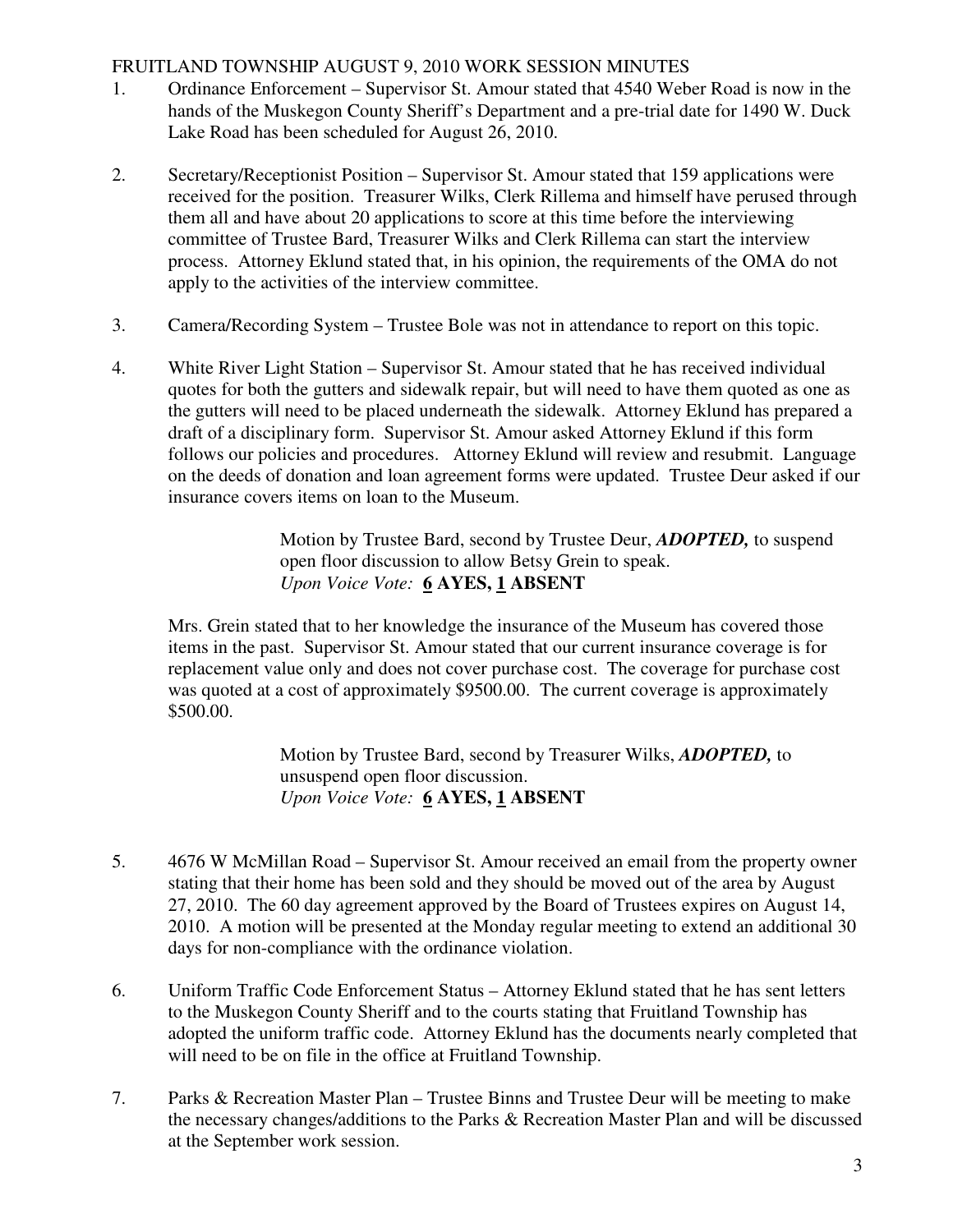FRUITLAND TOWNSHIP AUGUST 9, 2010 WORK SESSION MINUTES

1. Ordinance Enforcement – Supervisor St. Amour stated that 4540 Weber Road is now in the hands of the Muskegon County Sheriff's Department and a pre-trial date for 1490 W. Duck Lake Road has been scheduled for August 26, 2010.

2. Secretary/Receptionist Position – Supervisor St. Amour stated that 159 applications were received for the position. Treasurer Wilks, Clerk Rillema and himself have perused through them all and have about 20 applications to score at this time before the interviewing committee of Trustee Bard, Treasurer Wilks and Clerk Rillema can start the interview process. Attorney Eklund stated that, in his opinion, the requirements of the OMA do not apply to the activities of the interview committee.

3. Camera/Recording System – Trustee Bole was not in attendance to report on this topic.

4. White River Light Station – Supervisor St. Amour stated that he has received individual quotes for both the gutters and sidewalk repair, but will need to have them quoted as one as the gutters will need to be placed underneath the sidewalk. Attorney Eklund has prepared a draft of a disciplinary form. Supervisor St. Amour asked Attorney Eklund if this form follows our policies and procedures. Attorney Eklund will review and resubmit. Language on the deeds of donation and loan agreement forms were updated. Trustee Deur asked if our insurance covers items on loan to the Museum.

   Motion by Trustee Bard, second by Trustee Deur, ***ADOPTED,*** to suspend open floor discussion to allow Betsy Grein to speak.
   *Upon Voice Vote:* **6 AYES, 1 ABSENT**

   Mrs. Grein stated that to her knowledge the insurance of the Museum has covered those items in the past. Supervisor St. Amour stated that our current insurance coverage is for replacement value only and does not cover purchase cost. The coverage for purchase cost was quoted at a cost of approximately $9500.00. The current coverage is approximately $500.00.

   Motion by Trustee Bard, second by Treasurer Wilks, ***ADOPTED,*** to unsuspend open floor discussion.
   *Upon Voice Vote:* **6 AYES, 1 ABSENT**

5. 4676 W McMillan Road – Supervisor St. Amour received an email from the property owner stating that their home has been sold and they should be moved out of the area by August 27, 2010. The 60 day agreement approved by the Board of Trustees expires on August 14, 2010. A motion will be presented at the Monday regular meeting to extend an additional 30 days for non-compliance with the ordinance violation.

6. Uniform Traffic Code Enforcement Status – Attorney Eklund stated that he has sent letters to the Muskegon County Sheriff and to the courts stating that Fruitland Township has adopted the uniform traffic code. Attorney Eklund has the documents nearly completed that will need to be on file in the office at Fruitland Township.

7. Parks & Recreation Master Plan – Trustee Binns and Trustee Deur will be meeting to make the necessary changes/additions to the Parks & Recreation Master Plan and will be discussed at the September work session.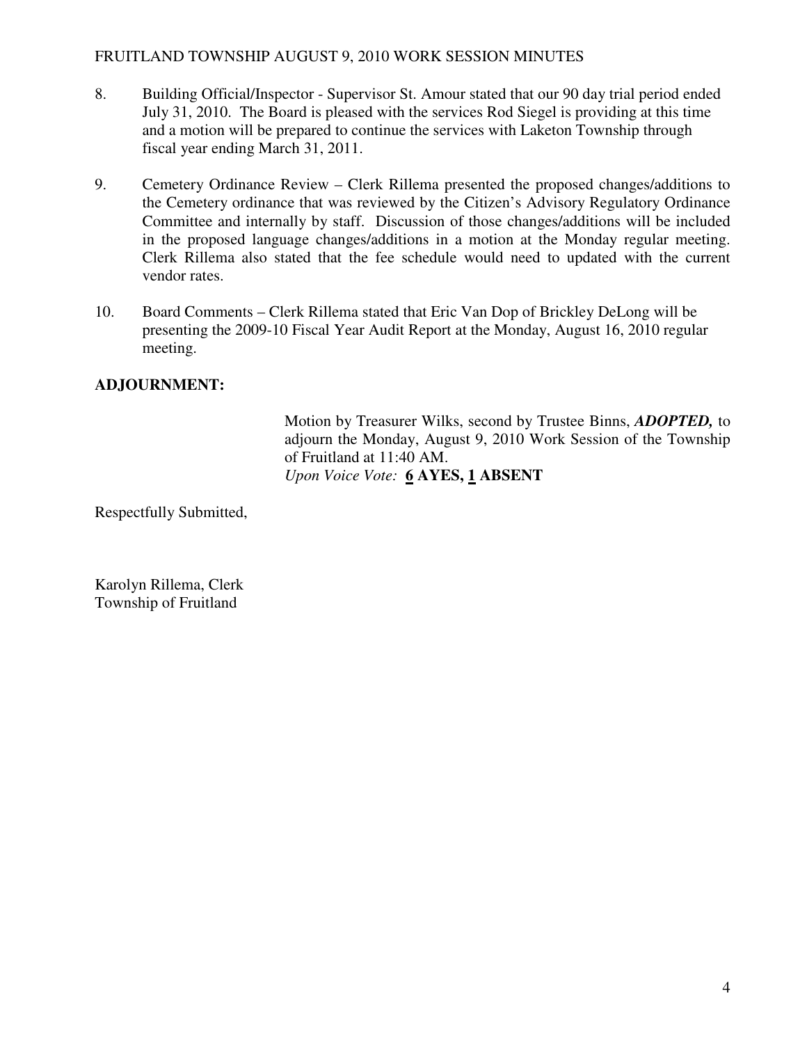8. Building Official/Inspector - Supervisor St. Amour stated that our 90 day trial period ended July 31, 2010. The Board is pleased with the services Rod Siegel is providing at this time and a motion will be prepared to continue the services with Laketon Township through fiscal year ending March 31, 2011.

9. Cemetery Ordinance Review – Clerk Rillema presented the proposed changes/additions to the Cemetery ordinance that was reviewed by the Citizen's Advisory Regulatory Ordinance Committee and internally by staff. Discussion of those changes/additions will be included in the proposed language changes/additions in a motion at the Monday regular meeting. Clerk Rillema also stated that the fee schedule would need to updated with the current vendor rates.

10. Board Comments – Clerk Rillema stated that Eric Van Dop of Brickley DeLong will be presenting the 2009-10 Fiscal Year Audit Report at the Monday, August 16, 2010 regular meeting.

**ADJOURNMENT:**

Motion by Treasurer Wilks, second by Trustee Binns, ***ADOPTED,*** to adjourn the Monday, August 9, 2010 Work Session of the Township of Fruitland at 11:40 AM.
*Upon Voice Vote:* **6 AYES, 1 ABSENT**

Respectfully Submitted,

Karolyn Rillema, Clerk
Township of Fruitland